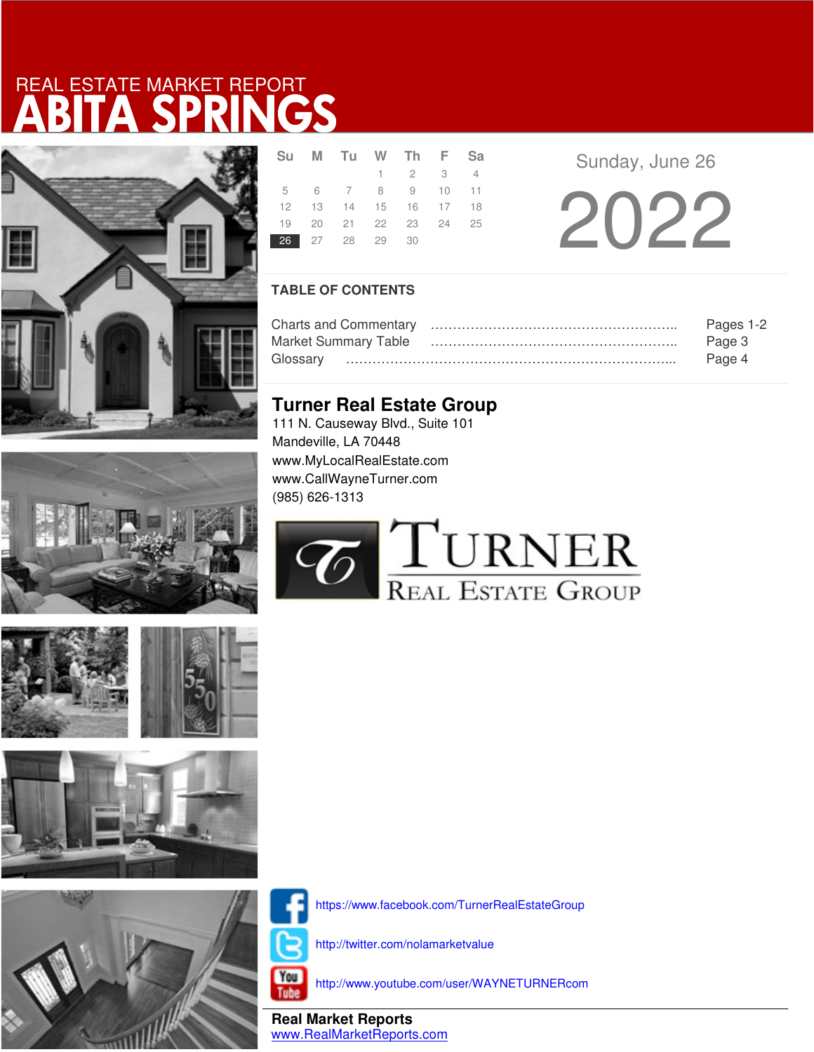REAL ESTATE MARKET REPORT

# ABITA SPRINGS

| Su | M | Tu | W | Th | F | Sa |
|---|---|---|---|---|---|---|
| | | | 1 | 2 | 3 | 4 |
| 5 | 6 | 7 | 8 | 9 | 10 | 11 |
| 12 | 13 | 14 | 15 | 16 | 17 | 18 |
| 19 | 20 | 21 | 22 | 23 | 24 | 25 |
| 26 | 27 | 28 | 29 | 30 | | |

Sunday, June 26

2022

## TABLE OF CONTENTS

Charts and Commentary ………………………………………………….. Pages 1-2
Market Summary Table ………………………………………………….. Page 3
Glossary …………………………………………………………………….. Page 4

## Turner Real Estate Group

111 N. Causeway Blvd., Suite 101
Mandeville, LA 70448
www.MyLocalRealEstate.com
www.CallWayneTurner.com
(985) 626-1313

TURNER REAL ESTATE GROUP

https://www.facebook.com/TurnerRealEstateGroup

http://twitter.com/nolamarketvalue

http://www.youtube.com/user/WAYNETURNERcom

**Real Market Reports**
www.RealMarketReports.com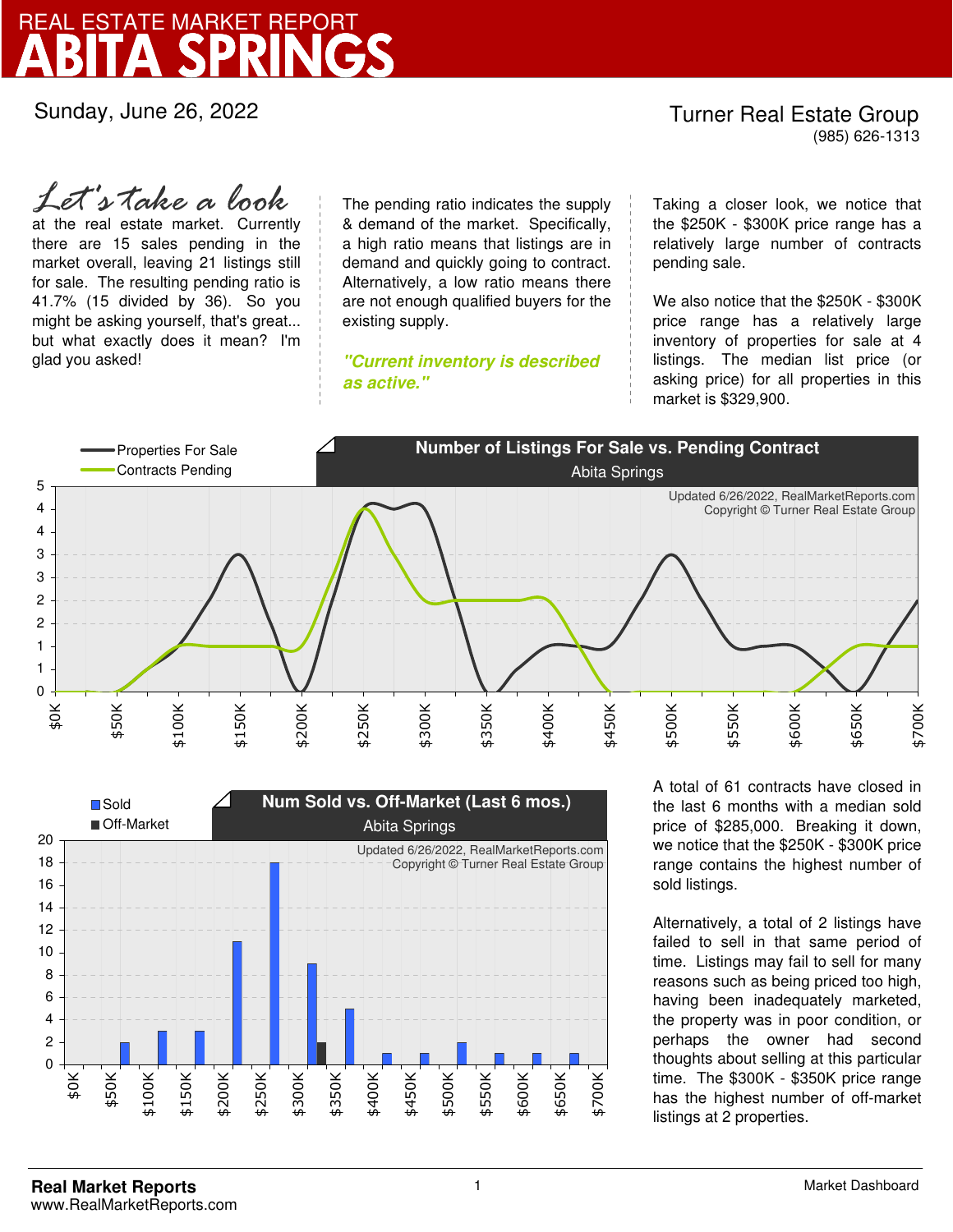# REAL ESTATE MARKET REPORT
# ABITA SPRINGS

Sunday, June 26, 2022

Turner Real Estate Group
(985) 626-1313

*Let's take a look* at the real estate market. Currently there are 15 sales pending in the market overall, leaving 21 listings still for sale. The resulting pending ratio is 41.7% (15 divided by 36). So you might be asking yourself, that's great... but what exactly does it mean? I'm glad you asked!

The pending ratio indicates the supply & demand of the market. Specifically, a high ratio means that listings are in demand and quickly going to contract. Alternatively, a low ratio means there are not enough qualified buyers for the existing supply.

***"Current inventory is described as active."***

Taking a closer look, we notice that the \$250K - \$300K price range has a relatively large number of contracts pending sale.

We also notice that the \$250K - \$300K price range has a relatively large inventory of properties for sale at 4 listings. The median list price (or asking price) for all properties in this market is \$329,900.

**Number of Listings For Sale vs. Pending Contract**
Abita Springs

Updated 6/26/2022, RealMarketReports.com
Copyright © Turner Real Estate Group

**Num Sold vs. Off-Market (Last 6 mos.)**
Abita Springs

Updated 6/26/2022, RealMarketReports.com
Copyright © Turner Real Estate Group

A total of 61 contracts have closed in the last 6 months with a median sold price of \$285,000. Breaking it down, we notice that the \$250K - \$300K price range contains the highest number of sold listings.

Alternatively, a total of 2 listings have failed to sell in that same period of time. Listings may fail to sell for many reasons such as being priced too high, having been inadequately marketed, the property was in poor condition, or perhaps the owner had second thoughts about selling at this particular time. The \$300K - \$350K price range has the highest number of off-market listings at 2 properties.

**Real Market Reports**
www.RealMarketReports.com

Market Dashboard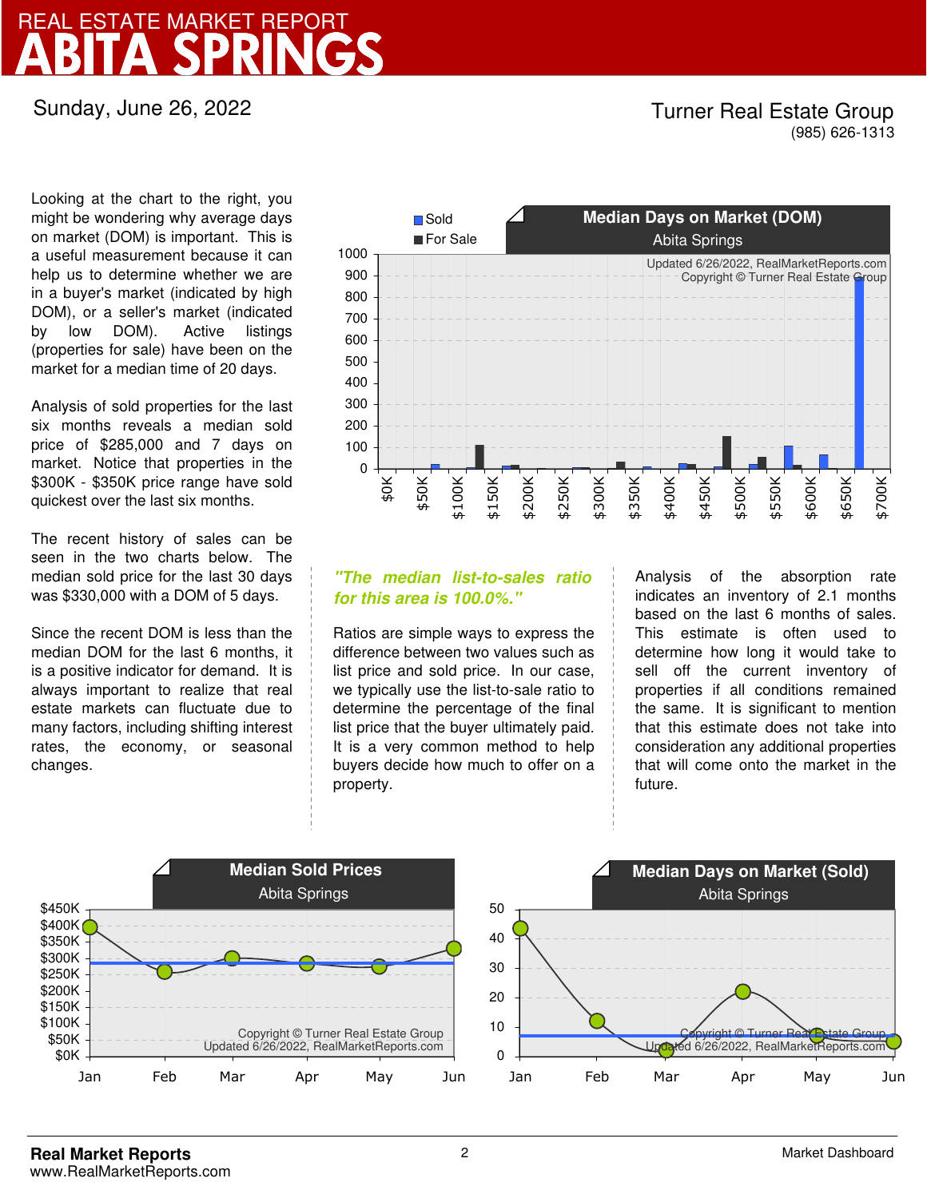# REAL ESTATE MARKET REPORT
# ABITA SPRINGS

Sunday, June 26, 2022

Turner Real Estate Group
(985) 626-1313

Looking at the chart to the right, you might be wondering why average days on market (DOM) is important. This is a useful measurement because it can help us to determine whether we are in a buyer's market (indicated by high DOM), or a seller's market (indicated by low DOM). Active listings (properties for sale) have been on the market for a median time of 20 days.

Analysis of sold properties for the last six months reveals a median sold price of $285,000 and 7 days on market. Notice that properties in the $300K - $350K price range have sold quickest over the last six months.

The recent history of sales can be seen in the two charts below. The median sold price for the last 30 days was $330,000 with a DOM of 5 days.

Since the recent DOM is less than the median DOM for the last 6 months, it is a positive indicator for demand. It is always important to realize that real estate markets can fluctuate due to many factors, including shifting interest rates, the economy, or seasonal changes.

**Median Days on Market (DOM)**
Abita Springs

*"The median list-to-sales ratio for this area is 100.0%."*

Ratios are simple ways to express the difference between two values such as list price and sold price. In our case, we typically use the list-to-sale ratio to determine the percentage of the final list price that the buyer ultimately paid. It is a very common method to help buyers decide how much to offer on a property.

Analysis of the absorption rate indicates an inventory of 2.1 months based on the last 6 months of sales. This estimate is often used to determine how long it would take to sell off the current inventory of properties if all conditions remained the same. It is significant to mention that this estimate does not take into consideration any additional properties that will come onto the market in the future.

**Median Sold Prices**
Abita Springs

**Median Days on Market (Sold)**
Abita Springs

**Real Market Reports**
www.RealMarketReports.com

Market Dashboard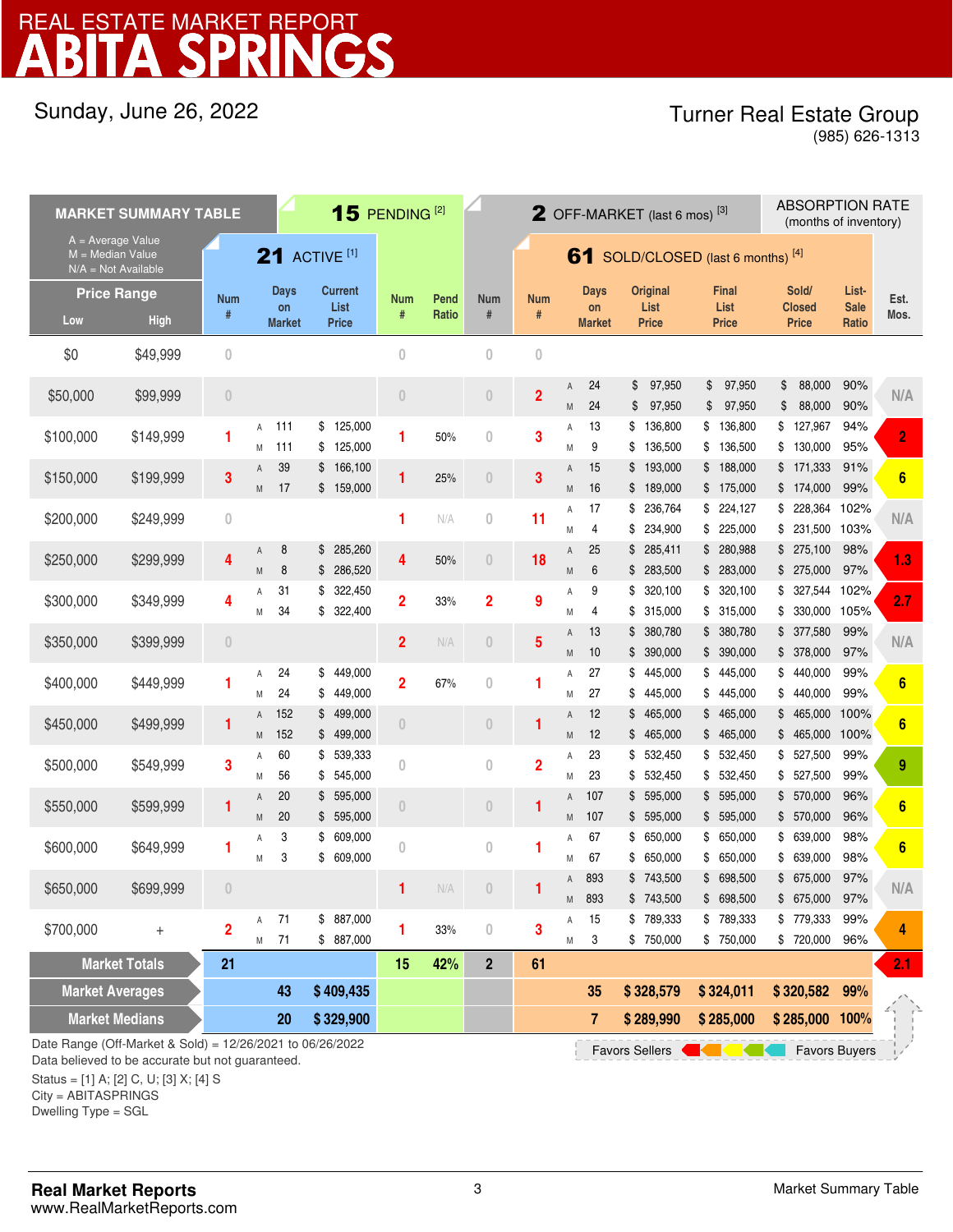# REAL ESTATE MARKET REPORT
# ABITA SPRINGS

Sunday, June 26, 2022

Turner Real Estate Group
(985) 626-1313

| MARKET SUMMARY TABLE | | 21 ACTIVE [1] | | | | 15 PENDING [2] | | 2 OFF-MARKET (last 6 mos) [3] | 61 SOLD/CLOSED (last 6 months) [4] | | | | | | | | ABSORPTION RATE (months of inventory) |
|---|---|---|---|---|---|---|---|---|---|---|---|---|---|---|---|---|---|
| A = Average Value, M = Median Value, N/A = Not Available | | | | | | | | | | | | | | | | | |
| Price Range Low | High | Num # | | Days on Market | Current List Price | Num # | Pend Ratio | Num # | Num # | | Days on Market | Original List Price | Final List Price | Sold/Closed Price | List-Sale Ratio | | Est. Mos. |
| $0 | $49,999 | 0 | | | | 0 | | 0 | 0 | | | | | | | | |
| $50,000 | $99,999 | 0 | | | | 0 | | 0 | 2 | A | 24 | $ 97,950 | $ 97,950 | $ 88,000 | 90% | | N/A |
| | | | | | | | | | | M | 24 | $ 97,950 | $ 97,950 | $ 88,000 | 90% | | |
| $100,000 | $149,999 | 1 | A | 111 | $ 125,000 | 1 | 50% | 0 | 3 | A | 13 | $ 136,800 | $ 136,800 | $ 127,967 | 94% | | 2 |
| | | | M | 111 | $ 125,000 | | | | | M | 9 | $ 136,500 | $ 136,500 | $ 130,000 | 95% | | |
| $150,000 | $199,999 | 3 | A | 39 | $ 166,100 | 1 | 25% | 0 | 3 | A | 15 | $ 193,000 | $ 188,000 | $ 171,333 | 91% | | 6 |
| | | | M | 17 | $ 159,000 | | | | | M | 16 | $ 189,000 | $ 175,000 | $ 174,000 | 99% | | |
| $200,000 | $249,999 | 0 | | | | 1 | N/A | 0 | 11 | A | 17 | $ 236,764 | $ 224,127 | $ 228,364 | 102% | | N/A |
| | | | | | | | | | | M | 4 | $ 234,900 | $ 225,000 | $ 231,500 | 103% | | |
| $250,000 | $299,999 | 4 | A | 8 | $ 285,260 | 4 | 50% | 0 | 18 | A | 25 | $ 285,411 | $ 280,988 | $ 275,100 | 98% | | 1.3 |
| | | | M | 8 | $ 286,520 | | | | | M | 6 | $ 283,500 | $ 283,000 | $ 275,000 | 97% | | |
| $300,000 | $349,999 | 4 | A | 31 | $ 322,450 | 2 | 33% | 2 | 9 | A | 9 | $ 320,100 | $ 320,100 | $ 327,544 | 102% | | 2.7 |
| | | | M | 34 | $ 322,400 | | | | | M | 4 | $ 315,000 | $ 315,000 | $ 330,000 | 105% | | |
| $350,000 | $399,999 | 0 | | | | 2 | N/A | 0 | 5 | A | 13 | $ 380,780 | $ 380,780 | $ 377,580 | 99% | | N/A |
| | | | | | | | | | | M | 10 | $ 390,000 | $ 390,000 | $ 378,000 | 97% | | |
| $400,000 | $449,999 | 1 | A | 24 | $ 449,000 | 2 | 67% | 0 | 1 | A | 27 | $ 445,000 | $ 445,000 | $ 440,000 | 99% | | 6 |
| | | | M | 24 | $ 449,000 | | | | | M | 27 | $ 445,000 | $ 445,000 | $ 440,000 | 99% | | |
| $450,000 | $499,999 | 1 | A | 152 | $ 499,000 | 0 | | 0 | 1 | A | 12 | $ 465,000 | $ 465,000 | $ 465,000 | 100% | | 6 |
| | | | M | 152 | $ 499,000 | | | | | M | 12 | $ 465,000 | $ 465,000 | $ 465,000 | 100% | | |
| $500,000 | $549,999 | 3 | A | 60 | $ 539,333 | 0 | | 0 | 2 | A | 23 | $ 532,450 | $ 532,450 | $ 527,500 | 99% | | 9 |
| | | | M | 56 | $ 545,000 | | | | | M | 23 | $ 532,450 | $ 532,450 | $ 527,500 | 99% | | |
| $550,000 | $599,999 | 1 | A | 20 | $ 595,000 | 0 | | 0 | 1 | A | 107 | $ 595,000 | $ 595,000 | $ 570,000 | 96% | | 6 |
| | | | M | 20 | $ 595,000 | | | | | M | 107 | $ 595,000 | $ 595,000 | $ 570,000 | 96% | | |
| $600,000 | $649,999 | 1 | A | 3 | $ 609,000 | 0 | | 0 | 1 | A | 67 | $ 650,000 | $ 650,000 | $ 639,000 | 98% | | 6 |
| | | | M | 3 | $ 609,000 | | | | | M | 67 | $ 650,000 | $ 650,000 | $ 639,000 | 98% | | |
| $650,000 | $699,999 | 0 | | | | 1 | N/A | 0 | 1 | A | 893 | $ 743,500 | $ 698,500 | $ 675,000 | 97% | | N/A |
| | | | | | | | | | | M | 893 | $ 743,500 | $ 698,500 | $ 675,000 | 97% | | |
| $700,000 | + | 2 | A | 71 | $ 887,000 | 1 | 33% | 0 | 3 | A | 15 | $ 789,333 | $ 789,333 | $ 779,333 | 99% | | 4 |
| | | | M | 71 | $ 887,000 | | | | | M | 3 | $ 750,000 | $ 750,000 | $ 720,000 | 96% | | |
| Market Totals | | 21 | | | | 15 | 42% | 2 | 61 | | | | | | | | 2.1 |
| Market Averages | | | | 43 | $ 409,435 | | | | | | 35 | $ 328,579 | $ 324,011 | $ 320,582 | 99% | | |
| Market Medians | | | | 20 | $ 329,900 | | | | | | 7 | $ 289,990 | $ 285,000 | $ 285,000 | 100% | | |

Favors Sellers ← → Favors Buyers

Date Range (Off-Market & Sold) = 12/26/2021 to 06/26/2022
Data believed to be accurate but not guaranteed.
Status = [1] A; [2] C, U; [3] X; [4] S
City = ABITASPRINGS
Dwelling Type = SGL

**Real Market Reports**
www.RealMarketReports.com

Market Summary Table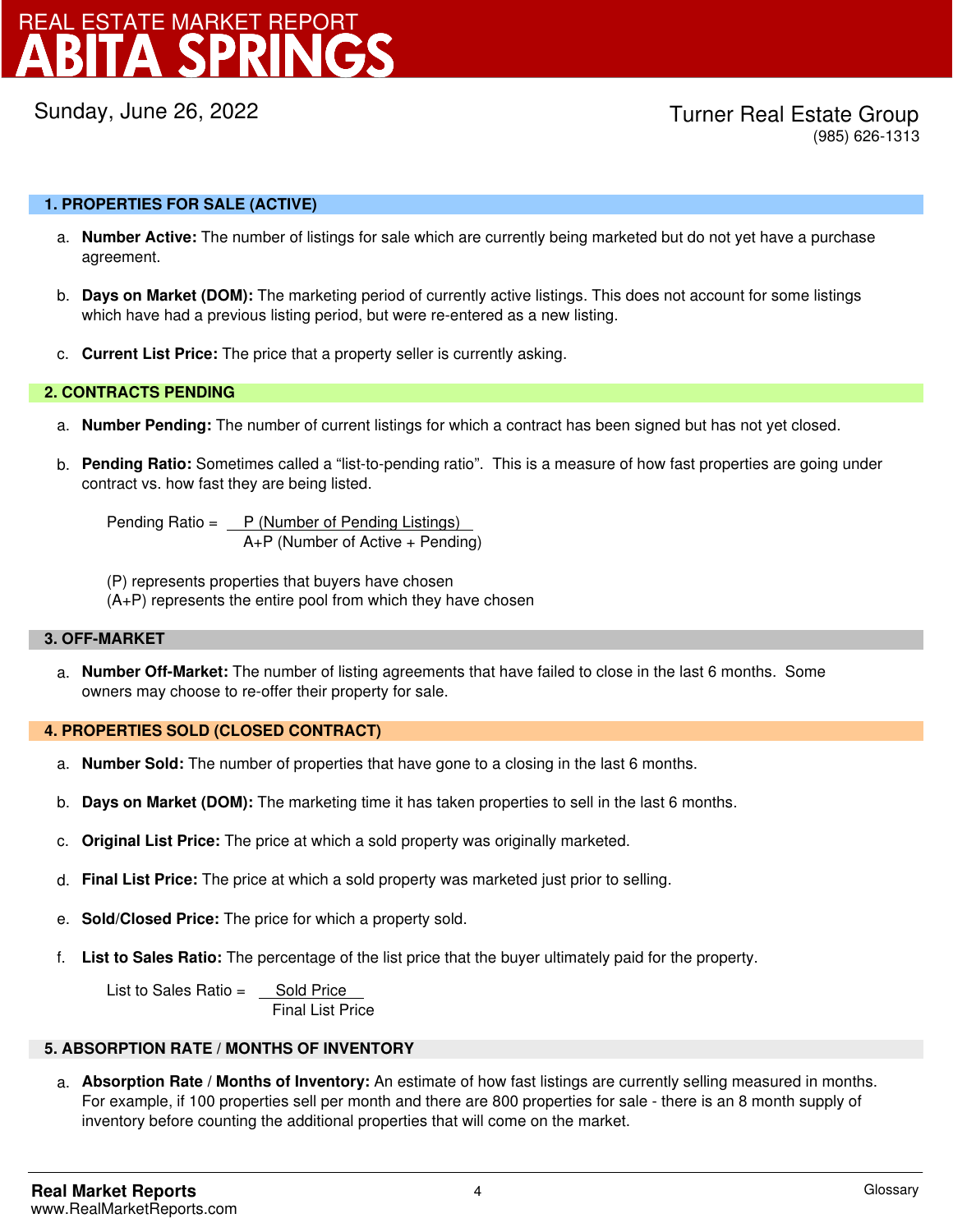# REAL ESTATE MARKET REPORT ABITA SPRINGS

Sunday, June 26, 2022

Turner Real Estate Group
(985) 626-1313

## 1. PROPERTIES FOR SALE (ACTIVE)

a. **Number Active:** The number of listings for sale which are currently being marketed but do not yet have a purchase agreement.

b. **Days on Market (DOM):** The marketing period of currently active listings. This does not account for some listings which have had a previous listing period, but were re-entered as a new listing.

c. **Current List Price:** The price that a property seller is currently asking.

## 2. CONTRACTS PENDING

a. **Number Pending:** The number of current listings for which a contract has been signed but has not yet closed.

b. **Pending Ratio:** Sometimes called a “list-to-pending ratio”. This is a measure of how fast properties are going under contract vs. how fast they are being listed.

$$\text{Pending Ratio} = \frac{\text{P (Number of Pending Listings)}}{\text{A+P (Number of Active + Pending)}}$$

(P) represents properties that buyers have chosen
(A+P) represents the entire pool from which they have chosen

## 3. OFF-MARKET

a. **Number Off-Market:** The number of listing agreements that have failed to close in the last 6 months. Some owners may choose to re-offer their property for sale.

## 4. PROPERTIES SOLD (CLOSED CONTRACT)

a. **Number Sold:** The number of properties that have gone to a closing in the last 6 months.

b. **Days on Market (DOM):** The marketing time it has taken properties to sell in the last 6 months.

c. **Original List Price:** The price at which a sold property was originally marketed.

d. **Final List Price:** The price at which a sold property was marketed just prior to selling.

e. **Sold/Closed Price:** The price for which a property sold.

f. **List to Sales Ratio:** The percentage of the list price that the buyer ultimately paid for the property.

$$\text{List to Sales Ratio} = \frac{\text{Sold Price}}{\text{Final List Price}}$$

## 5. ABSORPTION RATE / MONTHS OF INVENTORY

a. **Absorption Rate / Months of Inventory:** An estimate of how fast listings are currently selling measured in months. For example, if 100 properties sell per month and there are 800 properties for sale - there is an 8 month supply of inventory before counting the additional properties that will come on the market.